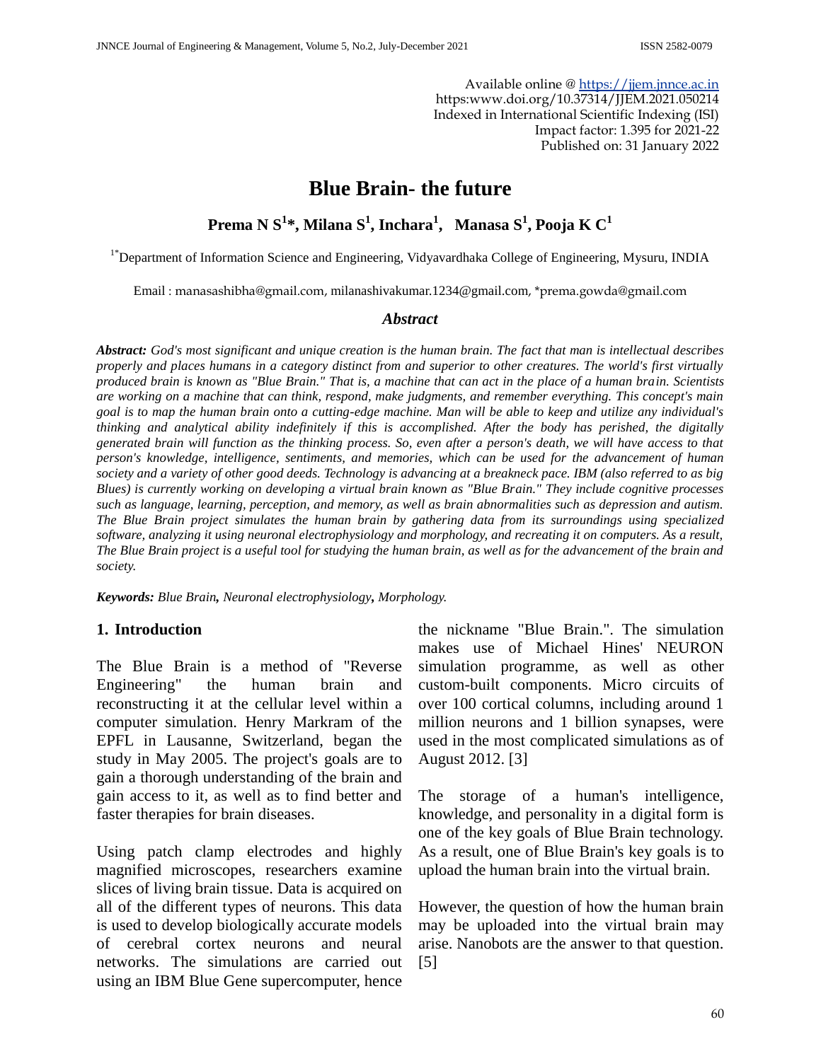Available online @ https://jjem.jnnce.ac.in
https:www.doi.org/10.37314/JJEM.2021.050214
Indexed in International Scientific Indexing (ISI)
Impact factor: 1.395 for 2021-22
Published on: 31 January 2022

# Blue Brain- the future

**Prema N S[1]*, Milana S[1], Inchara[1], Manasa S[1], Pooja K C[1]**

[1*]Department of Information Science and Engineering, Vidyavardhaka College of Engineering, Mysuru, INDIA

Email : manasashibha@gmail.com, milanashivakumar.1234@gmail.com, *prema.gowda@gmail.com

### *Abstract*

***Abstract:*** *God's most significant and unique creation is the human brain. The fact that man is intellectual describes properly and places humans in a category distinct from and superior to other creatures. The world's first virtually produced brain is known as "Blue Brain." That is, a machine that can act in the place of a human brain. Scientists are working on a machine that can think, respond, make judgments, and remember everything. This concept's main goal is to map the human brain onto a cutting-edge machine. Man will be able to keep and utilize any individual's thinking and analytical ability indefinitely if this is accomplished. After the body has perished, the digitally generated brain will function as the thinking process. So, even after a person's death, we will have access to that person's knowledge, intelligence, sentiments, and memories, which can be used for the advancement of human society and a variety of other good deeds. Technology is advancing at a breakneck pace. IBM (also referred to as big Blues) is currently working on developing a virtual brain known as "Blue Brain." They include cognitive processes such as language, learning, perception, and memory, as well as brain abnormalities such as depression and autism. The Blue Brain project simulates the human brain by gathering data from its surroundings using specialized software, analyzing it using neuronal electrophysiology and morphology, and recreating it on computers. As a result, The Blue Brain project is a useful tool for studying the human brain, as well as for the advancement of the brain and society.*

***Keywords:*** *Blue Brain**,** Neuronal electrophysiology**,** Morphology.*

## 1. Introduction

The Blue Brain is a method of "Reverse Engineering" the human brain and reconstructing it at the cellular level within a computer simulation. Henry Markram of the EPFL in Lausanne, Switzerland, began the study in May 2005. The project's goals are to gain a thorough understanding of the brain and gain access to it, as well as to find better and faster therapies for brain diseases.

Using patch clamp electrodes and highly magnified microscopes, researchers examine slices of living brain tissue. Data is acquired on all of the different types of neurons. This data is used to develop biologically accurate models of cerebral cortex neurons and neural networks. The simulations are carried out using an IBM Blue Gene supercomputer, hence the nickname "Blue Brain.". The simulation makes use of Michael Hines' NEURON simulation programme, as well as other custom-built components. Micro circuits of over 100 cortical columns, including around 1 million neurons and 1 billion synapses, were used in the most complicated simulations as of August 2012. [3]

The storage of a human's intelligence, knowledge, and personality in a digital form is one of the key goals of Blue Brain technology. As a result, one of Blue Brain's key goals is to upload the human brain into the virtual brain.

However, the question of how the human brain may be uploaded into the virtual brain may arise. Nanobots are the answer to that question. [5]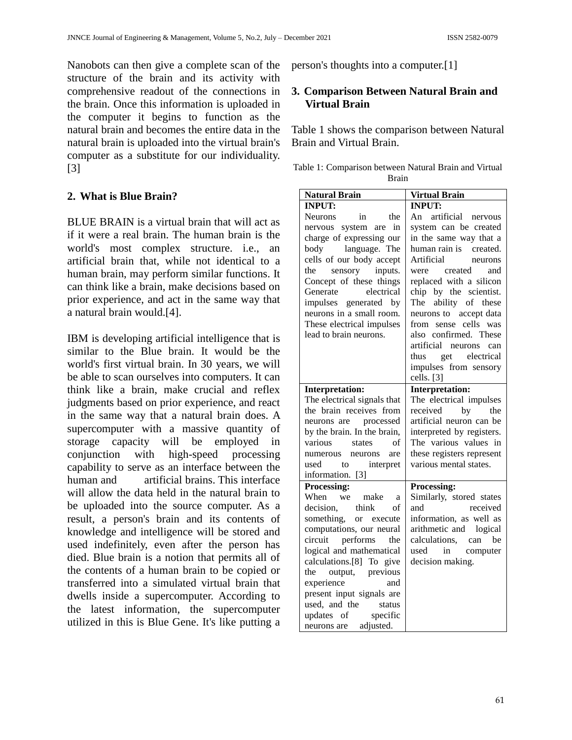Nanobots can then give a complete scan of the structure of the brain and its activity with comprehensive readout of the connections in the brain. Once this information is uploaded in the computer it begins to function as the natural brain and becomes the entire data in the natural brain is uploaded into the virtual brain's computer as a substitute for our individuality.[3]

## 2. What is Blue Brain?

BLUE BRAIN is a virtual brain that will act as if it were a real brain. The human brain is the world's most complex structure. i.e., an artificial brain that, while not identical to a human brain, may perform similar functions. It can think like a brain, make decisions based on prior experience, and act in the same way that a natural brain would.[4].

IBM is developing artificial intelligence that is similar to the Blue brain. It would be the world's first virtual brain. In 30 years, we will be able to scan ourselves into computers. It can think like a brain, make crucial and reflex judgments based on prior experience, and react in the same way that a natural brain does. A supercomputer with a massive quantity of storage capacity will be employed in conjunction with high-speed processing capability to serve as an interface between the human and artificial brains. This interface will allow the data held in the natural brain to be uploaded into the source computer. As a result, a person's brain and its contents of knowledge and intelligence will be stored and used indefinitely, even after the person has died. Blue brain is a notion that permits all of the contents of a human brain to be copied or transferred into a simulated virtual brain that dwells inside a supercomputer. According to the latest information, the supercomputer utilized in this is Blue Gene. It's like putting a person's thoughts into a computer.[1]

## 3. Comparison Between Natural Brain and Virtual Brain

Table 1 shows the comparison between Natural Brain and Virtual Brain.

Table 1: Comparison between Natural Brain and Virtual Brain

| Natural Brain | Virtual Brain |
|---|---|
| **INPUT:** Neurons in the nervous system are in charge of expressing our body language. The cells of our body accept the sensory inputs. Concept of these things Generate electrical impulses generated by neurons in a small room. These electrical impulses lead to brain neurons. | **INPUT:** An artificial nervous system can be created in the same way that a human rain is created. Artificial neurons were created and replaced with a silicon chip by the scientist. The ability of these neurons to accept data from sense cells was also confirmed. These artificial neurons can thus get electrical impulses from sensory cells. [3] |
| **Interpretation:** The electrical signals that the brain receives from neurons are processed by the brain. In the brain, various states of numerous neurons are used to interpret information. [3] | **Interpretation:** The electrical impulses received by the artificial neuron can be interpreted by registers. The various values in these registers represent various mental states. |
| **Processing:** When we make a decision, think of something, or execute computations, our neural circuit performs the logical and mathematical calculations.[8] To give the output, previous experience and present input signals are used, and the status updates of specific neurons are adjusted. | **Processing:** Similarly, stored states and received information, as well as arithmetic and logical calculations, can be used in computer decision making. |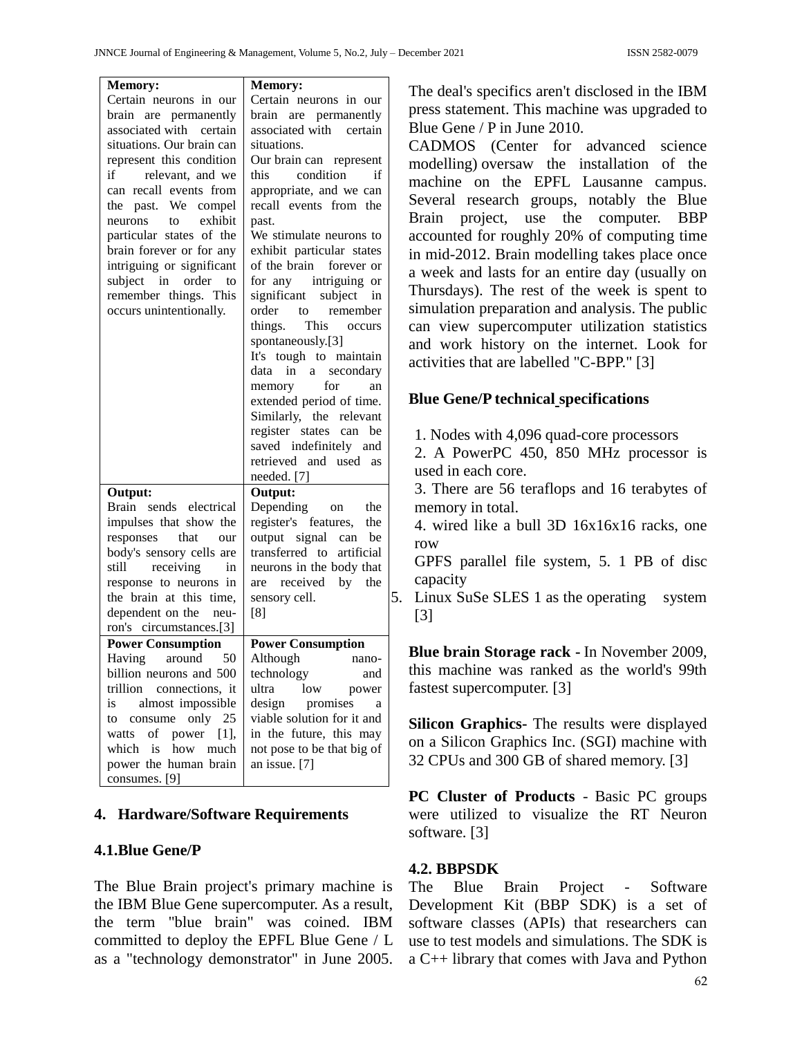| **Memory:** Certain neurons in our brain are permanently associated with certain situations. Our brain can represent this condition if relevant, and we can recall events from the past. We compel neurons to exhibit particular states of the brain forever or for any intriguing or significant subject in order to remember things. This occurs unintentionally. | **Memory:** Certain neurons in our brain are permanently associated with certain situations. Our brain can represent this condition if appropriate, and we can recall events from the past. We stimulate neurons to exhibit particular states of the brain forever or for any intriguing or significant subject in order to remember things. This occurs spontaneously.[3] It's tough to maintain data in a secondary memory for an extended period of time. Similarly, the relevant register states can be saved indefinitely and retrieved and used as needed. [7] |
|---|---|
| **Output:** Brain sends electrical impulses that show the responses that our body's sensory cells are still receiving in response to neurons in the brain at this time, dependent on the neuron's circumstances.[3] | **Output:** Depending on the register's features, the output signal can be transferred to artificial neurons in the body that are received by the sensory cell. [8] |
| **Power Consumption** Having around 50 billion neurons and 500 trillion connections, it is almost impossible to consume only 25 watts of power [1], which is how much power the human brain consumes. [9] | **Power Consumption** Although nano-technology and ultra low power design promises a viable solution for it and in the future, this may not pose to be that big of an issue. [7] |

## 4. Hardware/Software Requirements

### 4.1.Blue Gene/P

The Blue Brain project's primary machine is the IBM Blue Gene supercomputer. As a result, the term "blue brain" was coined. IBM committed to deploy the EPFL Blue Gene / L as a "technology demonstrator" in June 2005. The deal's specifics aren't disclosed in the IBM press statement. This machine was upgraded to Blue Gene / P in June 2010.

CADMOS (Center for advanced science modelling) oversaw the installation of the machine on the EPFL Lausanne campus. Several research groups, notably the Blue Brain project, use the computer. BBP accounted for roughly 20% of computing time in mid-2012. Brain modelling takes place once a week and lasts for an entire day (usually on Thursdays). The rest of the week is spent to simulation preparation and analysis. The public can view supercomputer utilization statistics and work history on the internet. Look for activities that are labelled "C-BPP." [3]

**Blue Gene/P technical specifications**

1. Nodes with 4,096 quad-core processors
2. A PowerPC 450, 850 MHz processor is used in each core.
3. There are 56 teraflops and 16 terabytes of memory in total.
4. wired like a bull 3D 16x16x16 racks, one row
GPFS parallel file system, 5. 1 PB of disc capacity
5. Linux SuSe SLES 1 as the operating system [3]

**Blue brain Storage rack -** In November 2009, this machine was ranked as the world's 99th fastest supercomputer. [3]

**Silicon Graphics-** The results were displayed on a Silicon Graphics Inc. (SGI) machine with 32 CPUs and 300 GB of shared memory. [3]

**PC Cluster of Products** - Basic PC groups were utilized to visualize the RT Neuron software. [3]

### 4.2. BBPSDK

The Blue Brain Project - Software Development Kit (BBP SDK) is a set of software classes (APIs) that researchers can use to test models and simulations. The SDK is a C++ library that comes with Java and Python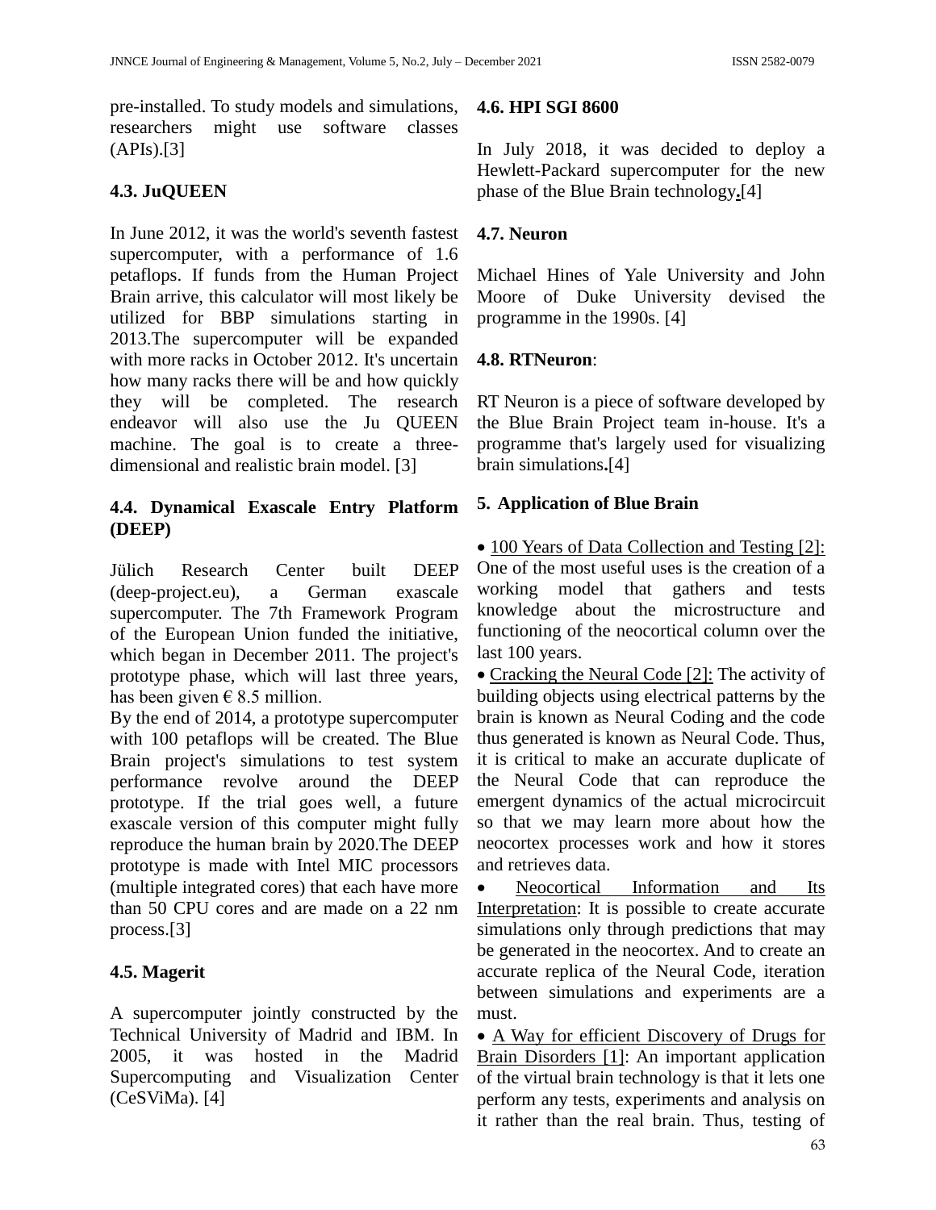pre-installed. To study models and simulations, researchers might use software classes (APIs).[3]

### 4.3. JuQUEEN

In June 2012, it was the world's seventh fastest supercomputer, with a performance of 1.6 petaflops. If funds from the Human Project Brain arrive, this calculator will most likely be utilized for BBP simulations starting in 2013.The supercomputer will be expanded with more racks in October 2012. It's uncertain how many racks there will be and how quickly they will be completed. The research endeavor will also use the Ju QUEEN machine. The goal is to create a three-dimensional and realistic brain model. [3]

### 4.4. Dynamical Exascale Entry Platform (DEEP)

Jülich Research Center built DEEP (deep-project.eu), a German exascale supercomputer. The 7th Framework Program of the European Union funded the initiative, which began in December 2011. The project's prototype phase, which will last three years, has been given € 8.5 million.

By the end of 2014, a prototype supercomputer with 100 petaflops will be created. The Blue Brain project's simulations to test system performance revolve around the DEEP prototype. If the trial goes well, a future exascale version of this computer might fully reproduce the human brain by 2020.The DEEP prototype is made with Intel MIC processors (multiple integrated cores) that each have more than 50 CPU cores and are made on a 22 nm process.[3]

### 4.5. Magerit

A supercomputer jointly constructed by the Technical University of Madrid and IBM. In 2005, it was hosted in the Madrid Supercomputing and Visualization Center (CeSViMa). [4]

### 4.6. HPI SGI 8600

In July 2018, it was decided to deploy a Hewlett-Packard supercomputer for the new phase of the Blue Brain technology**.**[4]

### 4.7. Neuron

Michael Hines of Yale University and John Moore of Duke University devised the programme in the 1990s. [4]

### 4.8. RTNeuron:

RT Neuron is a piece of software developed by the Blue Brain Project team in-house. It's a programme that's largely used for visualizing brain simulations**.**[4]

## 5. Application of Blue Brain

- 100 Years of Data Collection and Testing [2]: One of the most useful uses is the creation of a working model that gathers and tests knowledge about the microstructure and functioning of the neocortical column over the last 100 years.
- Cracking the Neural Code [2]: The activity of building objects using electrical patterns by the brain is known as Neural Coding and the code thus generated is known as Neural Code. Thus, it is critical to make an accurate duplicate of the Neural Code that can reproduce the emergent dynamics of the actual microcircuit so that we may learn more about how the neocortex processes work and how it stores and retrieves data.
- Neocortical Information and Its Interpretation: It is possible to create accurate simulations only through predictions that may be generated in the neocortex. And to create an accurate replica of the Neural Code, iteration between simulations and experiments are a must.
- A Way for efficient Discovery of Drugs for Brain Disorders [1]: An important application of the virtual brain technology is that it lets one perform any tests, experiments and analysis on it rather than the real brain. Thus, testing of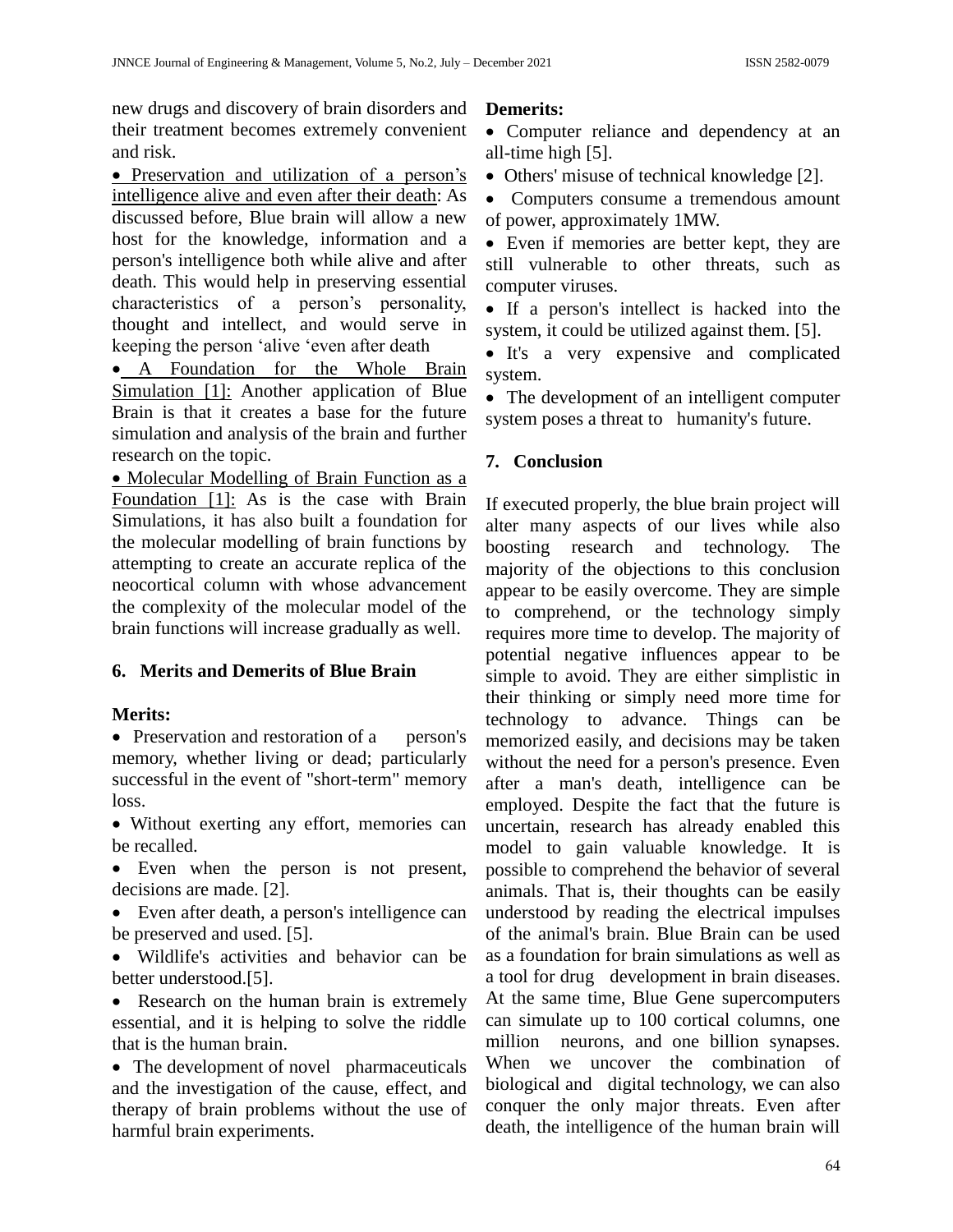new drugs and discovery of brain disorders and their treatment becomes extremely convenient and risk.

- Preservation and utilization of a person's intelligence alive and even after their death: As discussed before, Blue brain will allow a new host for the knowledge, information and a person's intelligence both while alive and after death. This would help in preserving essential characteristics of a person's personality, thought and intellect, and would serve in keeping the person 'alive 'even after death
- A Foundation for the Whole Brain Simulation [1]: Another application of Blue Brain is that it creates a base for the future simulation and analysis of the brain and further research on the topic.
- Molecular Modelling of Brain Function as a Foundation [1]: As is the case with Brain Simulations, it has also built a foundation for the molecular modelling of brain functions by attempting to create an accurate replica of the neocortical column with whose advancement the complexity of the molecular model of the brain functions will increase gradually as well.

## 6. Merits and Demerits of Blue Brain

**Merits:**

- Preservation and restoration of a person's memory, whether living or dead; particularly successful in the event of "short-term" memory loss.
- Without exerting any effort, memories can be recalled.
- Even when the person is not present, decisions are made. [2].
- Even after death, a person's intelligence can be preserved and used. [5].
- Wildlife's activities and behavior can be better understood.[5].
- Research on the human brain is extremely essential, and it is helping to solve the riddle that is the human brain.
- The development of novel pharmaceuticals and the investigation of the cause, effect, and therapy of brain problems without the use of harmful brain experiments.

**Demerits:**

- Computer reliance and dependency at an all-time high [5].
- Others' misuse of technical knowledge [2].
- Computers consume a tremendous amount of power, approximately 1MW.
- Even if memories are better kept, they are still vulnerable to other threats, such as computer viruses.
- If a person's intellect is hacked into the system, it could be utilized against them. [5].
- It's a very expensive and complicated system.
- The development of an intelligent computer system poses a threat to humanity's future.

## 7. Conclusion

If executed properly, the blue brain project will alter many aspects of our lives while also boosting research and technology. The majority of the objections to this conclusion appear to be easily overcome. They are simple to comprehend, or the technology simply requires more time to develop. The majority of potential negative influences appear to be simple to avoid. They are either simplistic in their thinking or simply need more time for technology to advance. Things can be memorized easily, and decisions may be taken without the need for a person's presence. Even after a man's death, intelligence can be employed. Despite the fact that the future is uncertain, research has already enabled this model to gain valuable knowledge. It is possible to comprehend the behavior of several animals. That is, their thoughts can be easily understood by reading the electrical impulses of the animal's brain. Blue Brain can be used as a foundation for brain simulations as well as a tool for drug development in brain diseases. At the same time, Blue Gene supercomputers can simulate up to 100 cortical columns, one million neurons, and one billion synapses. When we uncover the combination of biological and digital technology, we can also conquer the only major threats. Even after death, the intelligence of the human brain will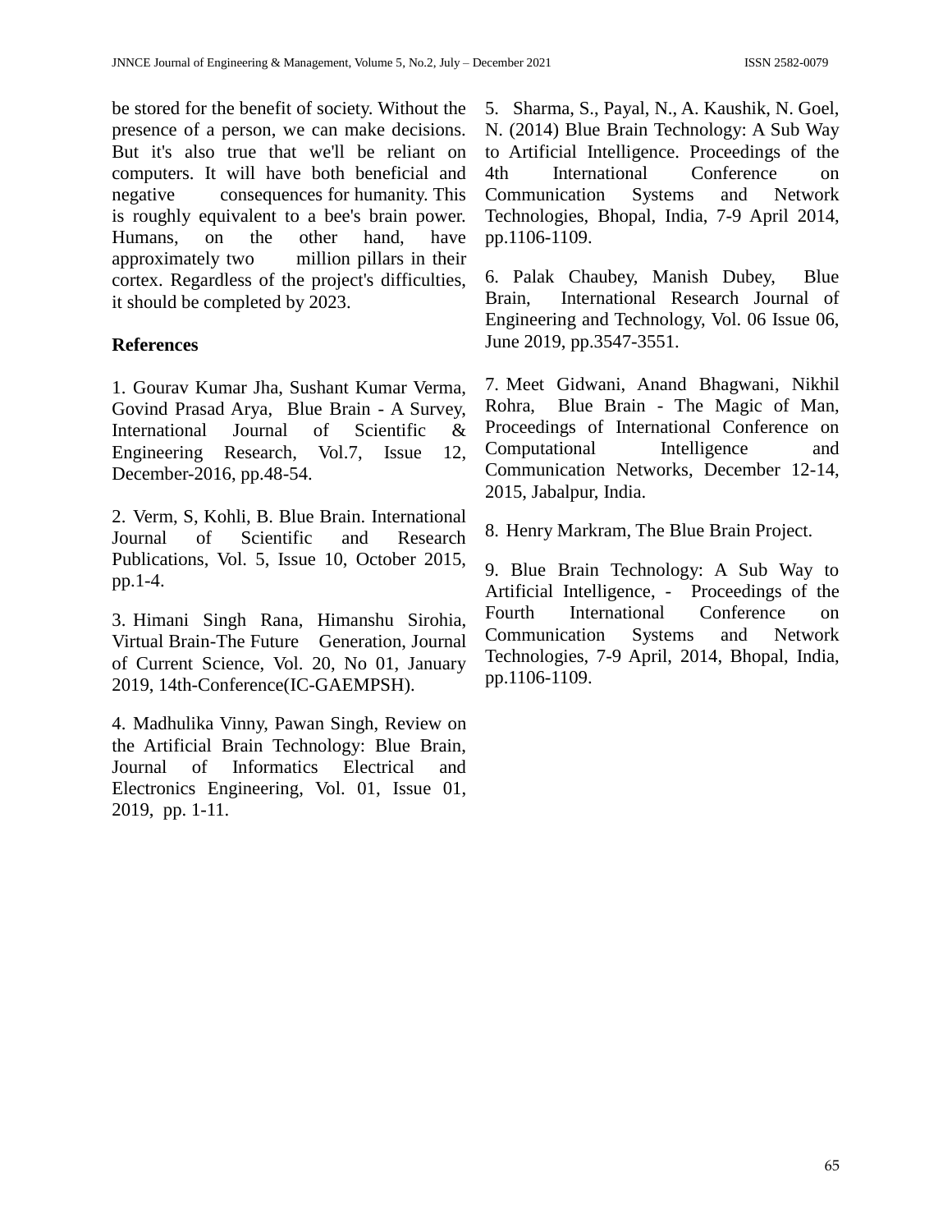be stored for the benefit of society. Without the presence of a person, we can make decisions. But it's also true that we'll be reliant on computers. It will have both beneficial and negative consequences for humanity. This is roughly equivalent to a bee's brain power. Humans, on the other hand, have approximately two million pillars in their cortex. Regardless of the project's difficulties, it should be completed by 2023.

## References

1. Gourav Kumar Jha, Sushant Kumar Verma, Govind Prasad Arya, Blue Brain - A Survey, International Journal of Scientific & Engineering Research, Vol.7, Issue 12, December-2016, pp.48-54.

2. Verm, S, Kohli, B. Blue Brain. International Journal of Scientific and Research Publications, Vol. 5, Issue 10, October 2015, pp.1-4.

3. Himani Singh Rana, Himanshu Sirohia, Virtual Brain-The Future Generation, Journal of Current Science, Vol. 20, No 01, January 2019, 14th-Conference(IC-GAEMPSH).

4. Madhulika Vinny, Pawan Singh, Review on the Artificial Brain Technology: Blue Brain, Journal of Informatics Electrical and Electronics Engineering, Vol. 01, Issue 01, 2019, pp. 1-11.

5. Sharma, S., Payal, N., A. Kaushik, N. Goel, N. (2014) Blue Brain Technology: A Sub Way to Artificial Intelligence. Proceedings of the 4th International Conference on Communication Systems and Network Technologies, Bhopal, India, 7-9 April 2014, pp.1106-1109.

6. Palak Chaubey, Manish Dubey, Blue Brain, International Research Journal of Engineering and Technology, Vol. 06 Issue 06, June 2019, pp.3547-3551.

7. Meet Gidwani, Anand Bhagwani, Nikhil Rohra, Blue Brain - The Magic of Man, Proceedings of International Conference on Computational Intelligence and Communication Networks, December 12-14, 2015, Jabalpur, India.

8. Henry Markram, The Blue Brain Project.

9. Blue Brain Technology: A Sub Way to Artificial Intelligence, - Proceedings of the Fourth International Conference on Communication Systems and Network Technologies, 7-9 April, 2014, Bhopal, India, pp.1106-1109.